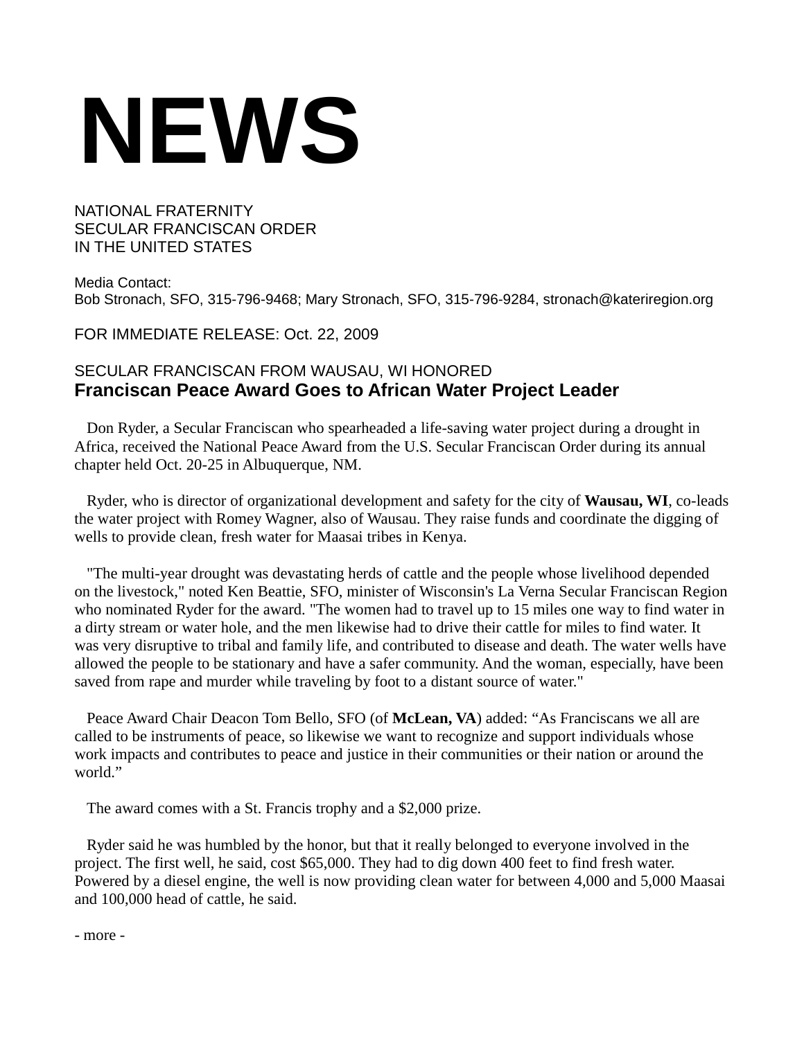# NEWS

NATIONAL FRATERNITY
SECULAR FRANCISCAN ORDER
IN THE UNITED STATES

Media Contact:
Bob Stronach, SFO, 315-796-9468; Mary Stronach, SFO, 315-796-9284, stronach@kateriregion.org

FOR IMMEDIATE RELEASE: Oct. 22, 2009

SECULAR FRANCISCAN FROM WAUSAU, WI HONORED

## Franciscan Peace Award Goes to African Water Project Leader

Don Ryder, a Secular Franciscan who spearheaded a life-saving water project during a drought in Africa, received the National Peace Award from the U.S. Secular Franciscan Order during its annual chapter held Oct. 20-25 in Albuquerque, NM.

Ryder, who is director of organizational development and safety for the city of **Wausau, WI**, co-leads the water project with Romey Wagner, also of Wausau. They raise funds and coordinate the digging of wells to provide clean, fresh water for Maasai tribes in Kenya.

"The multi-year drought was devastating herds of cattle and the people whose livelihood depended on the livestock," noted Ken Beattie, SFO, minister of Wisconsin's La Verna Secular Franciscan Region who nominated Ryder for the award. "The women had to travel up to 15 miles one way to find water in a dirty stream or water hole, and the men likewise had to drive their cattle for miles to find water. It was very disruptive to tribal and family life, and contributed to disease and death. The water wells have allowed the people to be stationary and have a safer community. And the woman, especially, have been saved from rape and murder while traveling by foot to a distant source of water."

Peace Award Chair Deacon Tom Bello, SFO (of **McLean, VA**) added: "As Franciscans we all are called to be instruments of peace, so likewise we want to recognize and support individuals whose work impacts and contributes to peace and justice in their communities or their nation or around the world."

The award comes with a St. Francis trophy and a $2,000 prize.

Ryder said he was humbled by the honor, but that it really belonged to everyone involved in the project. The first well, he said, cost $65,000. They had to dig down 400 feet to find fresh water. Powered by a diesel engine, the well is now providing clean water for between 4,000 and 5,000 Maasai and 100,000 head of cattle, he said.

- more -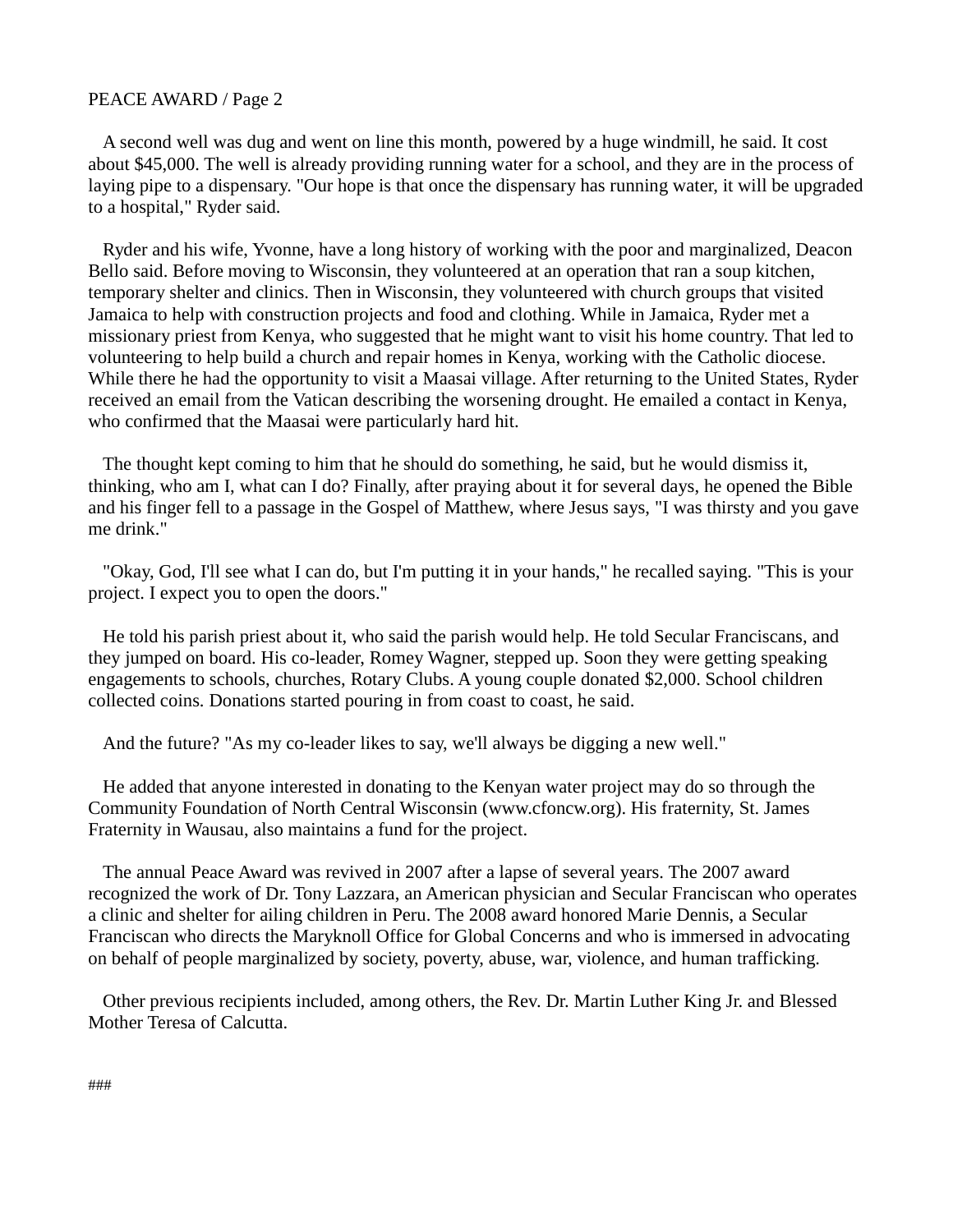A second well was dug and went on line this month, powered by a huge windmill, he said. It cost about $45,000. The well is already providing running water for a school, and they are in the process of laying pipe to a dispensary. "Our hope is that once the dispensary has running water, it will be upgraded to a hospital," Ryder said.

Ryder and his wife, Yvonne, have a long history of working with the poor and marginalized, Deacon Bello said. Before moving to Wisconsin, they volunteered at an operation that ran a soup kitchen, temporary shelter and clinics. Then in Wisconsin, they volunteered with church groups that visited Jamaica to help with construction projects and food and clothing. While in Jamaica, Ryder met a missionary priest from Kenya, who suggested that he might want to visit his home country. That led to volunteering to help build a church and repair homes in Kenya, working with the Catholic diocese. While there he had the opportunity to visit a Maasai village. After returning to the United States, Ryder received an email from the Vatican describing the worsening drought. He emailed a contact in Kenya, who confirmed that the Maasai were particularly hard hit.

The thought kept coming to him that he should do something, he said, but he would dismiss it, thinking, who am I, what can I do? Finally, after praying about it for several days, he opened the Bible and his finger fell to a passage in the Gospel of Matthew, where Jesus says, "I was thirsty and you gave me drink."

"Okay, God, I'll see what I can do, but I'm putting it in your hands," he recalled saying. "This is your project. I expect you to open the doors."

He told his parish priest about it, who said the parish would help. He told Secular Franciscans, and they jumped on board. His co-leader, Romey Wagner, stepped up. Soon they were getting speaking engagements to schools, churches, Rotary Clubs. A young couple donated $2,000. School children collected coins. Donations started pouring in from coast to coast, he said.

And the future? "As my co-leader likes to say, we'll always be digging a new well."

He added that anyone interested in donating to the Kenyan water project may do so through the Community Foundation of North Central Wisconsin (www.cfoncw.org). His fraternity, St. James Fraternity in Wausau, also maintains a fund for the project.

The annual Peace Award was revived in 2007 after a lapse of several years. The 2007 award recognized the work of Dr. Tony Lazzara, an American physician and Secular Franciscan who operates a clinic and shelter for ailing children in Peru. The 2008 award honored Marie Dennis, a Secular Franciscan who directs the Maryknoll Office for Global Concerns and who is immersed in advocating on behalf of people marginalized by society, poverty, abuse, war, violence, and human trafficking.

Other previous recipients included, among others, the Rev. Dr. Martin Luther King Jr. and Blessed Mother Teresa of Calcutta.

###